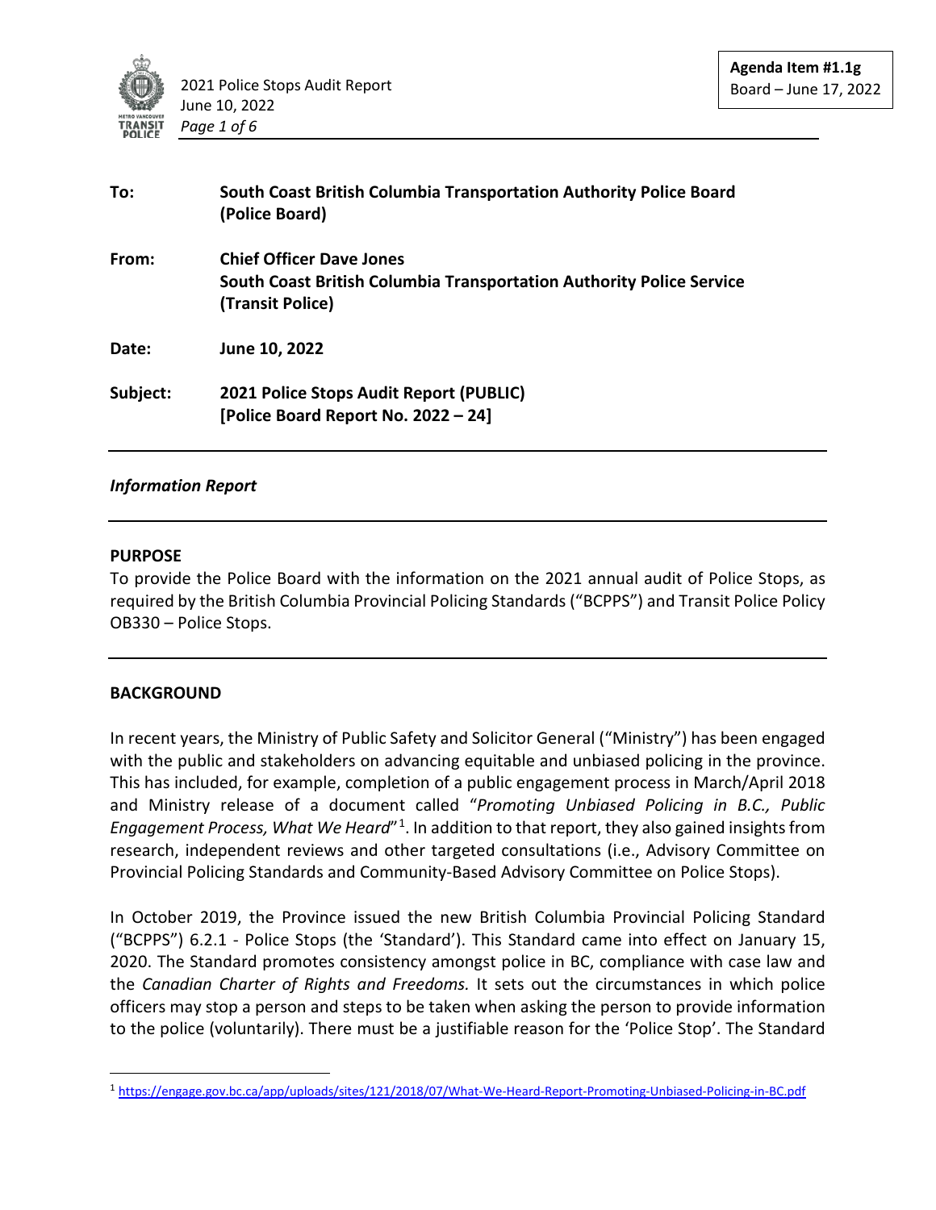**Agenda Item #1.1g**
Board – June 17, 2022

| | |
|---|---|
| **To:** | **South Coast British Columbia Transportation Authority Police Board (Police Board)** |
| **From:** | **Chief Officer Dave Jones**<br>**South Coast British Columbia Transportation Authority Police Service (Transit Police)** |
| **Date:** | **June 10, 2022** |
| **Subject:** | **2021 Police Stops Audit Report (PUBLIC)**<br>**[Police Board Report No. 2022 – 24]** |

***Information Report***

## PURPOSE

To provide the Police Board with the information on the 2021 annual audit of Police Stops, as required by the British Columbia Provincial Policing Standards ("BCPPS") and Transit Police Policy OB330 – Police Stops.

## BACKGROUND

In recent years, the Ministry of Public Safety and Solicitor General ("Ministry") has been engaged with the public and stakeholders on advancing equitable and unbiased policing in the province. This has included, for example, completion of a public engagement process in March/April 2018 and Ministry release of a document called "*Promoting Unbiased Policing in B.C., Public Engagement Process, What We Heard*"[1]. In addition to that report, they also gained insights from research, independent reviews and other targeted consultations (i.e., Advisory Committee on Provincial Policing Standards and Community-Based Advisory Committee on Police Stops).

In October 2019, the Province issued the new British Columbia Provincial Policing Standard ("BCPPS") 6.2.1 - Police Stops (the 'Standard'). This Standard came into effect on January 15, 2020. The Standard promotes consistency amongst police in BC, compliance with case law and the *Canadian Charter of Rights and Freedoms.* It sets out the circumstances in which police officers may stop a person and steps to be taken when asking the person to provide information to the police (voluntarily). There must be a justifiable reason for the 'Police Stop'. The Standard

[1] https://engage.gov.bc.ca/app/uploads/sites/121/2018/07/What-We-Heard-Report-Promoting-Unbiased-Policing-in-BC.pdf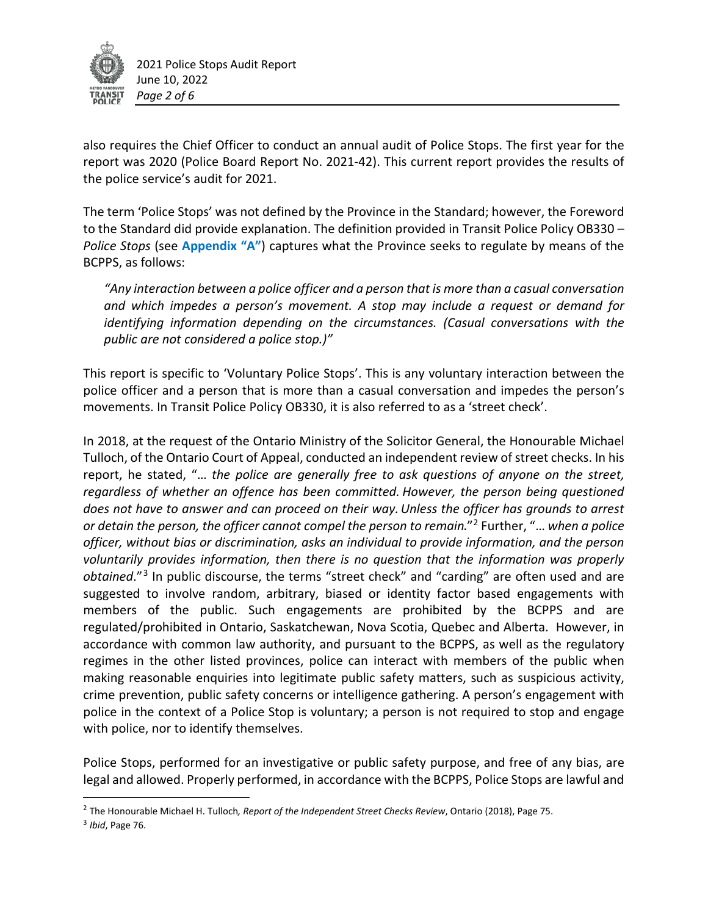also requires the Chief Officer to conduct an annual audit of Police Stops. The first year for the report was 2020 (Police Board Report No. 2021-42). This current report provides the results of the police service's audit for 2021.

The term 'Police Stops' was not defined by the Province in the Standard; however, the Foreword to the Standard did provide explanation. The definition provided in Transit Police Policy OB330 – *Police Stops* (see **Appendix "A"**) captures what the Province seeks to regulate by means of the BCPPS, as follows:

> *"Any interaction between a police officer and a person that is more than a casual conversation and which impedes a person's movement. A stop may include a request or demand for identifying information depending on the circumstances. (Casual conversations with the public are not considered a police stop.)"*

This report is specific to 'Voluntary Police Stops'. This is any voluntary interaction between the police officer and a person that is more than a casual conversation and impedes the person's movements. In Transit Police Policy OB330, it is also referred to as a 'street check'.

In 2018, at the request of the Ontario Ministry of the Solicitor General, the Honourable Michael Tulloch, of the Ontario Court of Appeal, conducted an independent review of street checks. In his report, he stated, "… *the police are generally free to ask questions of anyone on the street, regardless of whether an offence has been committed. However, the person being questioned does not have to answer and can proceed on their way. Unless the officer has grounds to arrest or detain the person, the officer cannot compel the person to remain*."[2] Further, "… *when a police officer, without bias or discrimination, asks an individual to provide information, and the person voluntarily provides information, then there is no question that the information was properly obtained*."[3] In public discourse, the terms "street check" and "carding" are often used and are suggested to involve random, arbitrary, biased or identity factor based engagements with members of the public. Such engagements are prohibited by the BCPPS and are regulated/prohibited in Ontario, Saskatchewan, Nova Scotia, Quebec and Alberta. However, in accordance with common law authority, and pursuant to the BCPPS, as well as the regulatory regimes in the other listed provinces, police can interact with members of the public when making reasonable enquiries into legitimate public safety matters, such as suspicious activity, crime prevention, public safety concerns or intelligence gathering. A person's engagement with police in the context of a Police Stop is voluntary; a person is not required to stop and engage with police, nor to identify themselves.

Police Stops, performed for an investigative or public safety purpose, and free of any bias, are legal and allowed. Properly performed, in accordance with the BCPPS, Police Stops are lawful and

---

[2] The Honourable Michael H. Tulloch*, Report of the Independent Street Checks Review*, Ontario (2018), Page 75.

[3] *Ibid*, Page 76.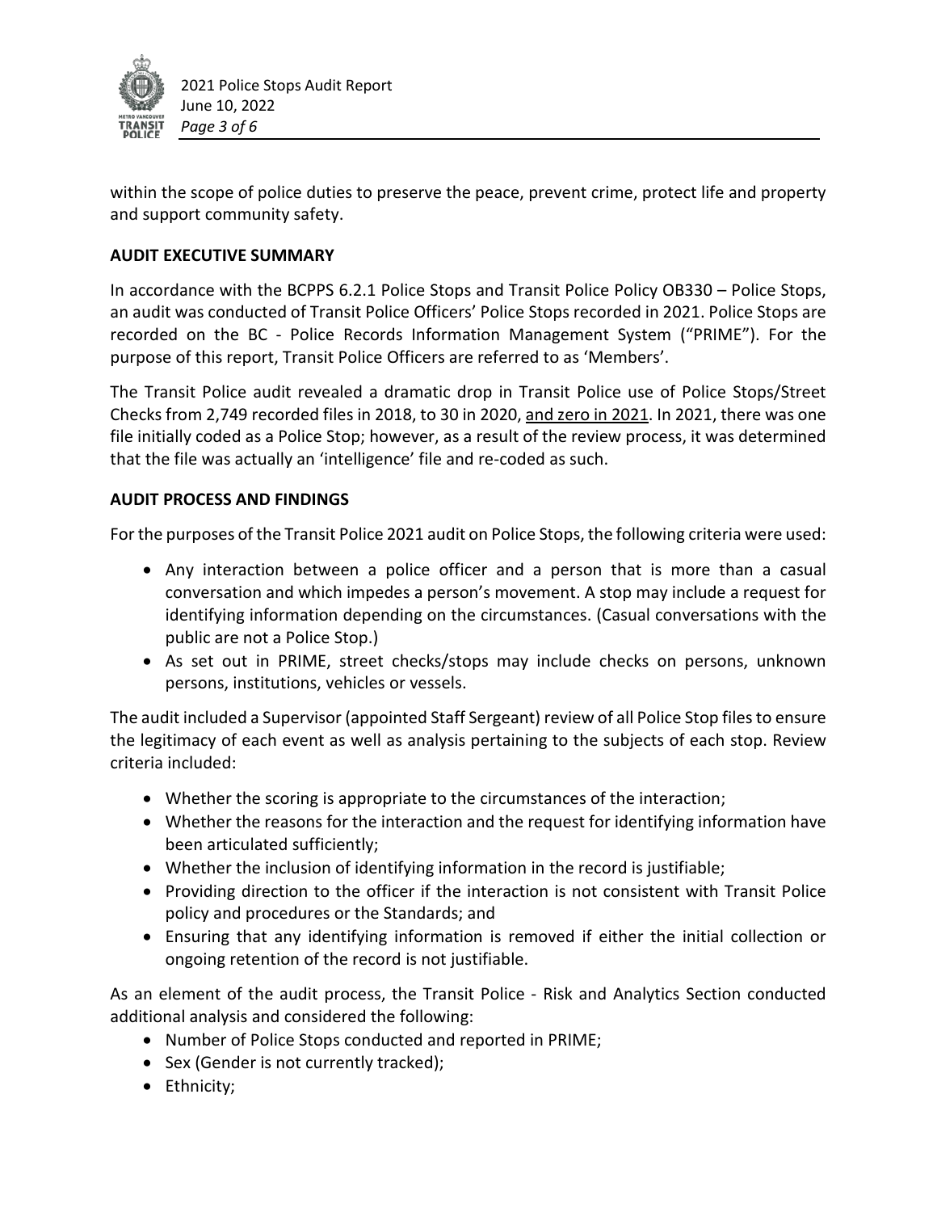within the scope of police duties to preserve the peace, prevent crime, protect life and property and support community safety.

## AUDIT EXECUTIVE SUMMARY

In accordance with the BCPPS 6.2.1 Police Stops and Transit Police Policy OB330 – Police Stops, an audit was conducted of Transit Police Officers' Police Stops recorded in 2021. Police Stops are recorded on the BC - Police Records Information Management System ("PRIME"). For the purpose of this report, Transit Police Officers are referred to as 'Members'.

The Transit Police audit revealed a dramatic drop in Transit Police use of Police Stops/Street Checks from 2,749 recorded files in 2018, to 30 in 2020, <u>and zero in 2021</u>. In 2021, there was one file initially coded as a Police Stop; however, as a result of the review process, it was determined that the file was actually an 'intelligence' file and re-coded as such.

## AUDIT PROCESS AND FINDINGS

For the purposes of the Transit Police 2021 audit on Police Stops, the following criteria were used:

- Any interaction between a police officer and a person that is more than a casual conversation and which impedes a person's movement. A stop may include a request for identifying information depending on the circumstances. (Casual conversations with the public are not a Police Stop.)
- As set out in PRIME, street checks/stops may include checks on persons, unknown persons, institutions, vehicles or vessels.

The audit included a Supervisor (appointed Staff Sergeant) review of all Police Stop files to ensure the legitimacy of each event as well as analysis pertaining to the subjects of each stop. Review criteria included:

- Whether the scoring is appropriate to the circumstances of the interaction;
- Whether the reasons for the interaction and the request for identifying information have been articulated sufficiently;
- Whether the inclusion of identifying information in the record is justifiable;
- Providing direction to the officer if the interaction is not consistent with Transit Police policy and procedures or the Standards; and
- Ensuring that any identifying information is removed if either the initial collection or ongoing retention of the record is not justifiable.

As an element of the audit process, the Transit Police - Risk and Analytics Section conducted additional analysis and considered the following:

- Number of Police Stops conducted and reported in PRIME;
- Sex (Gender is not currently tracked);
- Ethnicity;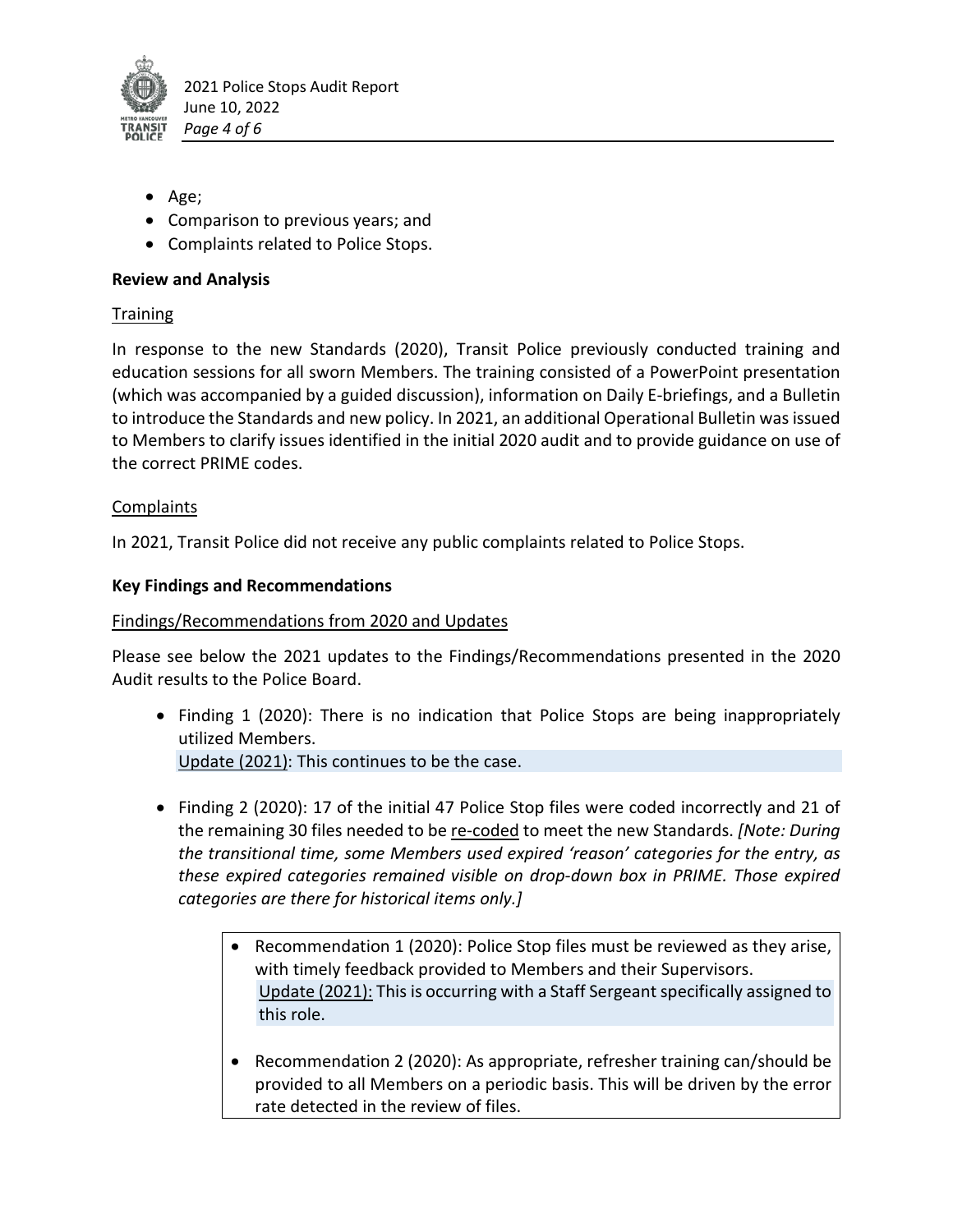- Age;
- Comparison to previous years; and
- Complaints related to Police Stops.

**Review and Analysis**

Training

In response to the new Standards (2020), Transit Police previously conducted training and education sessions for all sworn Members. The training consisted of a PowerPoint presentation (which was accompanied by a guided discussion), information on Daily E-briefings, and a Bulletin to introduce the Standards and new policy. In 2021, an additional Operational Bulletin was issued to Members to clarify issues identified in the initial 2020 audit and to provide guidance on use of the correct PRIME codes.

Complaints

In 2021, Transit Police did not receive any public complaints related to Police Stops.

**Key Findings and Recommendations**

Findings/Recommendations from 2020 and Updates

Please see below the 2021 updates to the Findings/Recommendations presented in the 2020 Audit results to the Police Board.

- Finding 1 (2020): There is no indication that Police Stops are being inappropriately utilized Members.
  Update (2021): This continues to be the case.

- Finding 2 (2020): 17 of the initial 47 Police Stop files were coded incorrectly and 21 of the remaining 30 files needed to be re-coded to meet the new Standards. *[Note: During the transitional time, some Members used expired 'reason' categories for the entry, as these expired categories remained visible on drop-down box in PRIME. Those expired categories are there for historical items only.]*

  - Recommendation 1 (2020): Police Stop files must be reviewed as they arise, with timely feedback provided to Members and their Supervisors.
    Update (2021): This is occurring with a Staff Sergeant specifically assigned to this role.

  - Recommendation 2 (2020): As appropriate, refresher training can/should be provided to all Members on a periodic basis. This will be driven by the error rate detected in the review of files.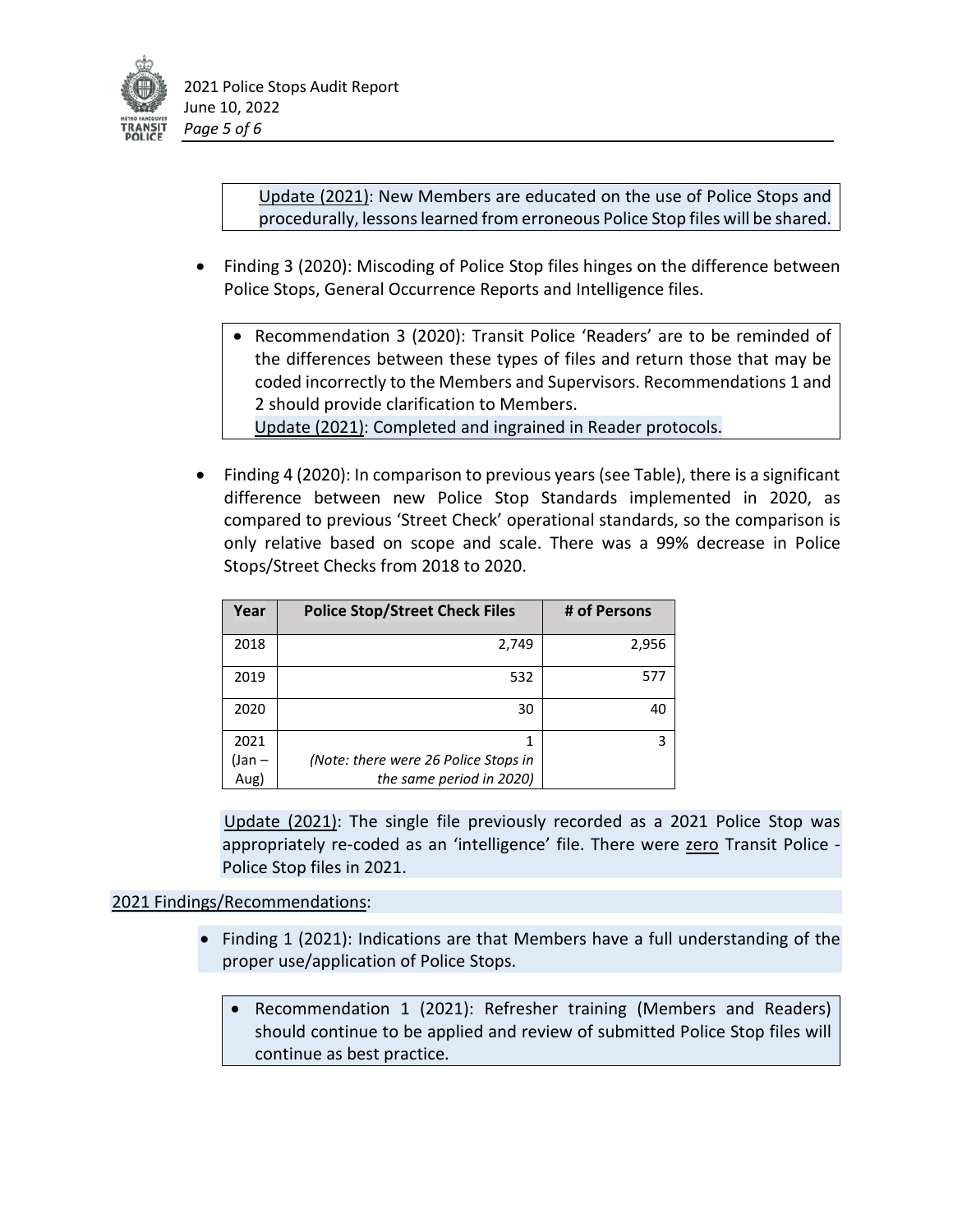Update (2021): New Members are educated on the use of Police Stops and procedurally, lessons learned from erroneous Police Stop files will be shared.

- Finding 3 (2020): Miscoding of Police Stop files hinges on the difference between Police Stops, General Occurrence Reports and Intelligence files.

  - Recommendation 3 (2020): Transit Police 'Readers' are to be reminded of the differences between these types of files and return those that may be coded incorrectly to the Members and Supervisors. Recommendations 1 and 2 should provide clarification to Members.

  Update (2021): Completed and ingrained in Reader protocols.

- Finding 4 (2020): In comparison to previous years (see Table), there is a significant difference between new Police Stop Standards implemented in 2020, as compared to previous 'Street Check' operational standards, so the comparison is only relative based on scope and scale. There was a 99% decrease in Police Stops/Street Checks from 2018 to 2020.

| Year | Police Stop/Street Check Files | # of Persons |
|---|---:|---:|
| 2018 | 2,749 | 2,956 |
| 2019 | 532 | 577 |
| 2020 | 30 | 40 |
| 2021 (Jan – Aug) | 1 *(Note: there were 26 Police Stops in the same period in 2020)* | 3 |

Update (2021): The single file previously recorded as a 2021 Police Stop was appropriately re-coded as an 'intelligence' file. There were zero Transit Police - Police Stop files in 2021.

2021 Findings/Recommendations:

- Finding 1 (2021): Indications are that Members have a full understanding of the proper use/application of Police Stops.

  - Recommendation 1 (2021): Refresher training (Members and Readers) should continue to be applied and review of submitted Police Stop files will continue as best practice.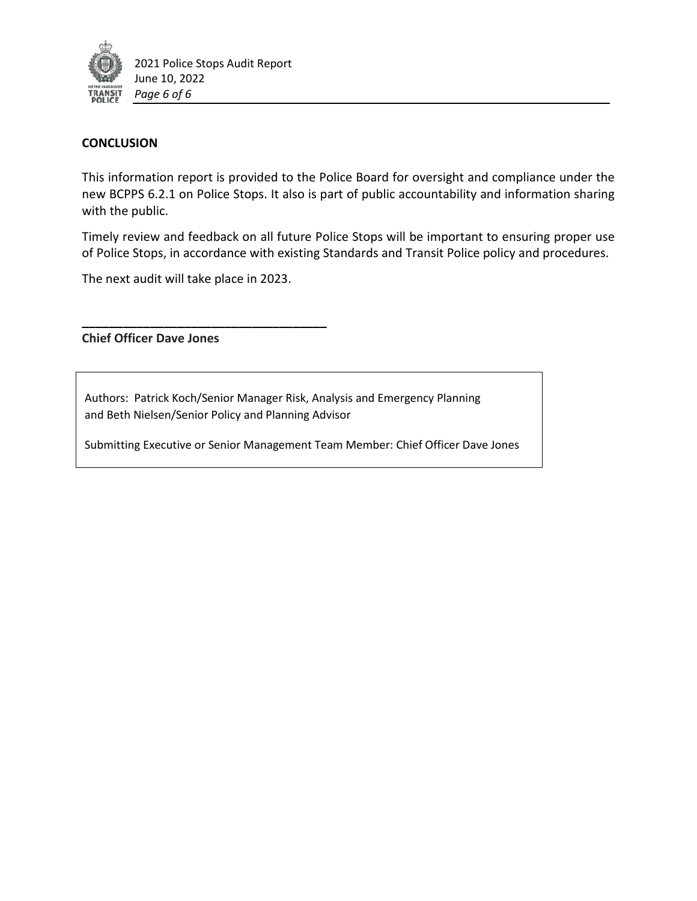## CONCLUSION

This information report is provided to the Police Board for oversight and compliance under the new BCPPS 6.2.1 on Police Stops. It also is part of public accountability and information sharing with the public.

Timely review and feedback on all future Police Stops will be important to ensuring proper use of Police Stops, in accordance with existing Standards and Transit Police policy and procedures.

The next audit will take place in 2023.

___________________________________

**Chief Officer Dave Jones**

Authors: Patrick Koch/Senior Manager Risk, Analysis and Emergency Planning and Beth Nielsen/Senior Policy and Planning Advisor

Submitting Executive or Senior Management Team Member: Chief Officer Dave Jones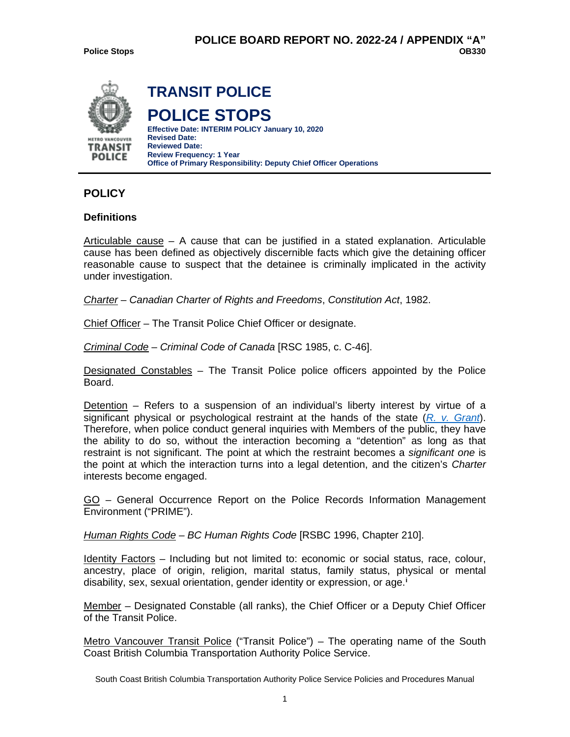# TRANSIT POLICE

# POLICE STOPS

**Effective Date: INTERIM POLICY January 10, 2020**
**Revised Date:**
**Reviewed Date:**
**Review Frequency: 1 Year**
**Office of Primary Responsibility: Deputy Chief Officer Operations**

## POLICY

### Definitions

Articulable cause – A cause that can be justified in a stated explanation. Articulable cause has been defined as objectively discernible facts which give the detaining officer reasonable cause to suspect that the detainee is criminally implicated in the activity under investigation.

*Charter* – *Canadian Charter of Rights and Freedoms*, *Constitution Act*, 1982.

Chief Officer – The Transit Police Chief Officer or designate.

*Criminal Code* – *Criminal Code of Canada* [RSC 1985, c. C-46].

Designated Constables – The Transit Police police officers appointed by the Police Board.

Detention – Refers to a suspension of an individual's liberty interest by virtue of a significant physical or psychological restraint at the hands of the state (*R. v. Grant*). Therefore, when police conduct general inquiries with Members of the public, they have the ability to do so, without the interaction becoming a "detention" as long as that restraint is not significant. The point at which the restraint becomes a *significant one* is the point at which the interaction turns into a legal detention, and the citizen's *Charter* interests become engaged.

GO – General Occurrence Report on the Police Records Information Management Environment ("PRIME").

*Human Rights Code* – *BC Human Rights Code* [RSBC 1996, Chapter 210].

Identity Factors – Including but not limited to: economic or social status, race, colour, ancestry, place of origin, religion, marital status, family status, physical or mental disability, sex, sexual orientation, gender identity or expression, or age.[i]

Member – Designated Constable (all ranks), the Chief Officer or a Deputy Chief Officer of the Transit Police.

Metro Vancouver Transit Police ("Transit Police") – The operating name of the South Coast British Columbia Transportation Authority Police Service.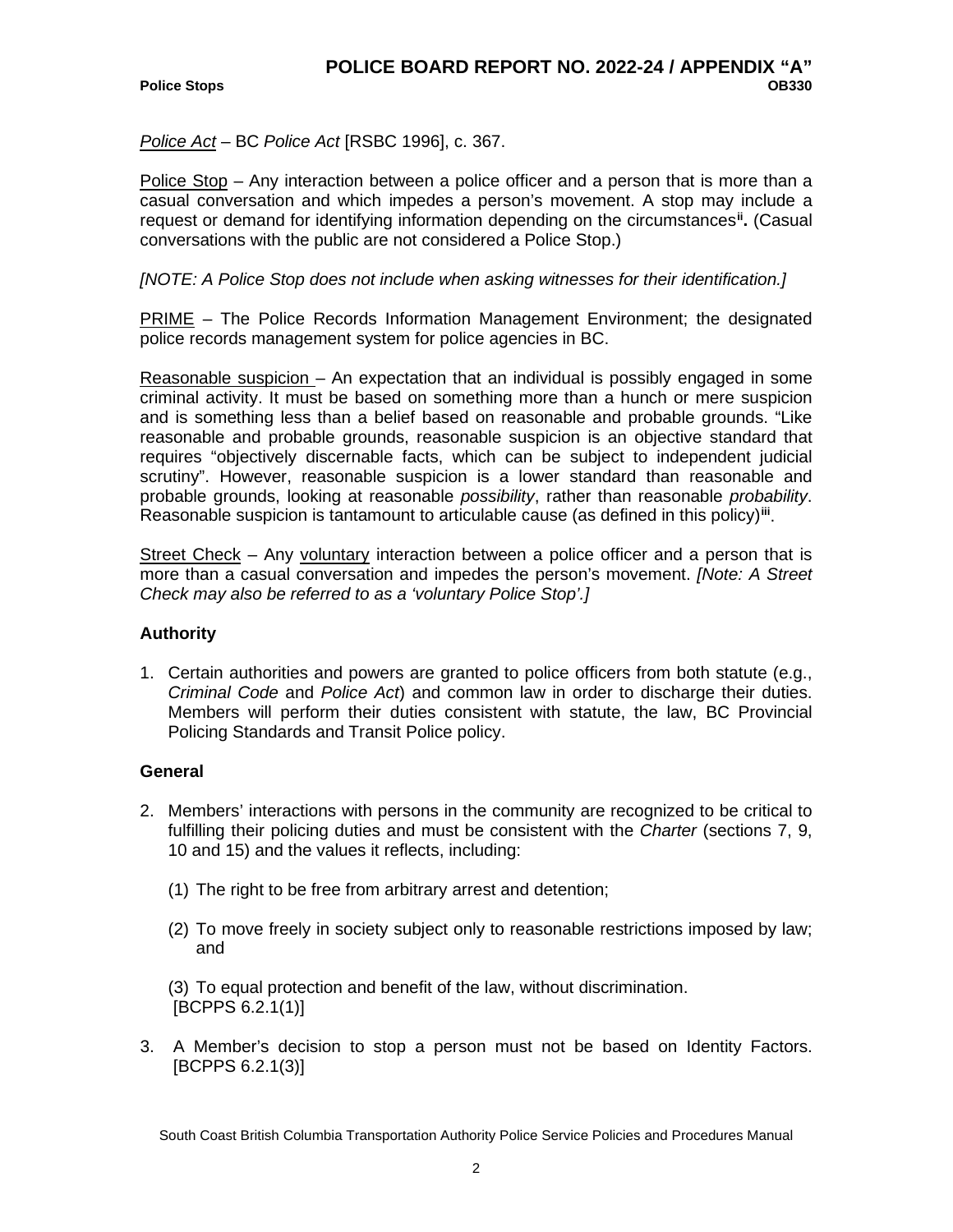*Police Act* – BC *Police Act* [RSBC 1996], c. 367.

Police Stop – Any interaction between a police officer and a person that is more than a casual conversation and which impedes a person's movement. A stop may include a request or demand for identifying information depending on the circumstances[ii]**.** (Casual conversations with the public are not considered a Police Stop.)

*[NOTE: A Police Stop does not include when asking witnesses for their identification.]*

PRIME – The Police Records Information Management Environment; the designated police records management system for police agencies in BC.

Reasonable suspicion – An expectation that an individual is possibly engaged in some criminal activity. It must be based on something more than a hunch or mere suspicion and is something less than a belief based on reasonable and probable grounds. "Like reasonable and probable grounds, reasonable suspicion is an objective standard that requires "objectively discernable facts, which can be subject to independent judicial scrutiny". However, reasonable suspicion is a lower standard than reasonable and probable grounds, looking at reasonable *possibility*, rather than reasonable *probability*. Reasonable suspicion is tantamount to articulable cause (as defined in this policy)[iii].

Street Check – Any voluntary interaction between a police officer and a person that is more than a casual conversation and impedes the person's movement. *[Note: A Street Check may also be referred to as a 'voluntary Police Stop'.]*

### Authority

1. Certain authorities and powers are granted to police officers from both statute (e.g., *Criminal Code* and *Police Act*) and common law in order to discharge their duties. Members will perform their duties consistent with statute, the law, BC Provincial Policing Standards and Transit Police policy.

### General

2. Members' interactions with persons in the community are recognized to be critical to fulfilling their policing duties and must be consistent with the *Charter* (sections 7, 9, 10 and 15) and the values it reflects, including:

   (1) The right to be free from arbitrary arrest and detention;

   (2) To move freely in society subject only to reasonable restrictions imposed by law; and

   (3) To equal protection and benefit of the law, without discrimination.
   [BCPPS 6.2.1(1)]

3. A Member's decision to stop a person must not be based on Identity Factors. [BCPPS 6.2.1(3)]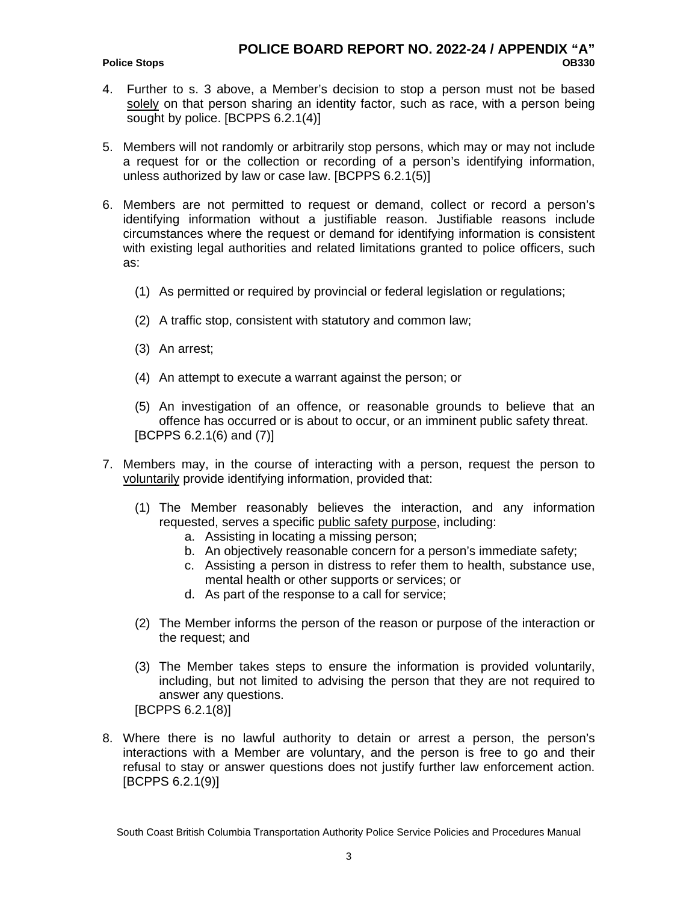4. Further to s. 3 above, a Member's decision to stop a person must not be based <u>solely</u> on that person sharing an identity factor, such as race, with a person being sought by police. [BCPPS 6.2.1(4)]

5. Members will not randomly or arbitrarily stop persons, which may or may not include a request for or the collection or recording of a person's identifying information, unless authorized by law or case law. [BCPPS 6.2.1(5)]

6. Members are not permitted to request or demand, collect or record a person's identifying information without a justifiable reason. Justifiable reasons include circumstances where the request or demand for identifying information is consistent with existing legal authorities and related limitations granted to police officers, such as:

   (1) As permitted or required by provincial or federal legislation or regulations;

   (2) A traffic stop, consistent with statutory and common law;

   (3) An arrest;

   (4) An attempt to execute a warrant against the person; or

   (5) An investigation of an offence, or reasonable grounds to believe that an offence has occurred or is about to occur, or an imminent public safety threat.

   [BCPPS 6.2.1(6) and (7)]

7. Members may, in the course of interacting with a person, request the person to <u>voluntarily</u> provide identifying information, provided that:

   (1) The Member reasonably believes the interaction, and any information requested, serves a specific <u>public safety purpose</u>, including:
      a. Assisting in locating a missing person;
      b. An objectively reasonable concern for a person's immediate safety;
      c. Assisting a person in distress to refer them to health, substance use, mental health or other supports or services; or
      d. As part of the response to a call for service;

   (2) The Member informs the person of the reason or purpose of the interaction or the request; and

   (3) The Member takes steps to ensure the information is provided voluntarily, including, but not limited to advising the person that they are not required to answer any questions.

   [BCPPS 6.2.1(8)]

8. Where there is no lawful authority to detain or arrest a person, the person's interactions with a Member are voluntary, and the person is free to go and their refusal to stay or answer questions does not justify further law enforcement action. [BCPPS 6.2.1(9)]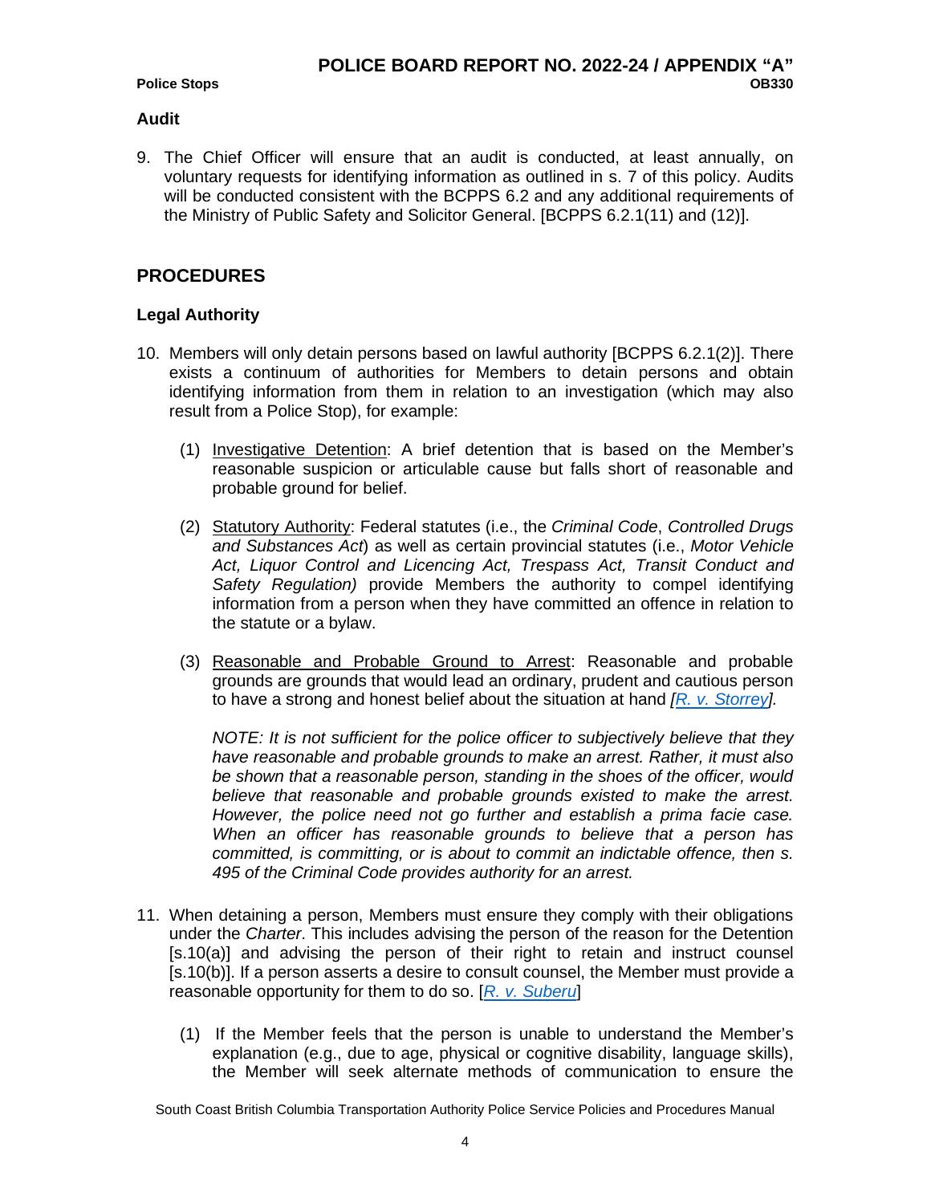## Audit

9. The Chief Officer will ensure that an audit is conducted, at least annually, on voluntary requests for identifying information as outlined in s. 7 of this policy. Audits will be conducted consistent with the BCPPS 6.2 and any additional requirements of the Ministry of Public Safety and Solicitor General. [BCPPS 6.2.1(11) and (12)].

# PROCEDURES

## Legal Authority

10. Members will only detain persons based on lawful authority [BCPPS 6.2.1(2)]. There exists a continuum of authorities for Members to detain persons and obtain identifying information from them in relation to an investigation (which may also result from a Police Stop), for example:

    (1) Investigative Detention: A brief detention that is based on the Member's reasonable suspicion or articulable cause but falls short of reasonable and probable ground for belief.

    (2) Statutory Authority: Federal statutes (i.e., the *Criminal Code*, *Controlled Drugs and Substances Act*) as well as certain provincial statutes (i.e., *Motor Vehicle Act, Liquor Control and Licencing Act, Trespass Act, Transit Conduct and Safety Regulation)* provide Members the authority to compel identifying information from a person when they have committed an offence in relation to the statute or a bylaw.

    (3) Reasonable and Probable Ground to Arrest: Reasonable and probable grounds are grounds that would lead an ordinary, prudent and cautious person to have a strong and honest belief about the situation at hand *[R. v. Storrey].*

    *NOTE: It is not sufficient for the police officer to subjectively believe that they have reasonable and probable grounds to make an arrest. Rather, it must also be shown that a reasonable person, standing in the shoes of the officer, would believe that reasonable and probable grounds existed to make the arrest. However, the police need not go further and establish a prima facie case. When an officer has reasonable grounds to believe that a person has committed, is committing, or is about to commit an indictable offence, then s. 495 of the Criminal Code provides authority for an arrest.*

11. When detaining a person, Members must ensure they comply with their obligations under the *Charter*. This includes advising the person of the reason for the Detention [s.10(a)] and advising the person of their right to retain and instruct counsel [s.10(b)]. If a person asserts a desire to consult counsel, the Member must provide a reasonable opportunity for them to do so. [*R. v. Suberu*]

    (1) If the Member feels that the person is unable to understand the Member's explanation (e.g., due to age, physical or cognitive disability, language skills), the Member will seek alternate methods of communication to ensure the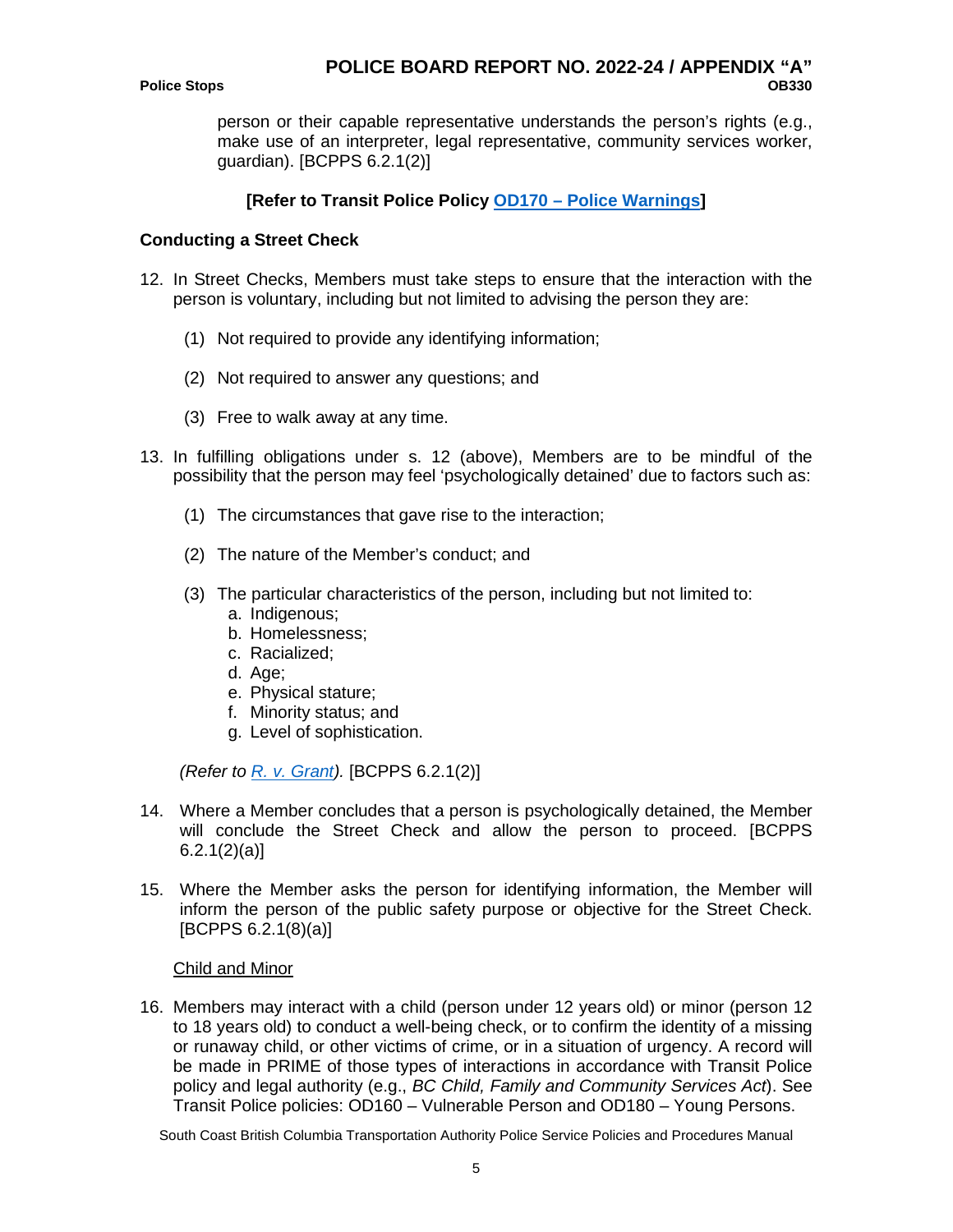person or their capable representative understands the person's rights (e.g., make use of an interpreter, legal representative, community services worker, guardian). [BCPPS 6.2.1(2)]

**[Refer to Transit Police Policy OD170 – Police Warnings]**

### Conducting a Street Check

12. In Street Checks, Members must take steps to ensure that the interaction with the person is voluntary, including but not limited to advising the person they are:

    (1) Not required to provide any identifying information;

    (2) Not required to answer any questions; and

    (3) Free to walk away at any time.

13. In fulfilling obligations under s. 12 (above), Members are to be mindful of the possibility that the person may feel 'psychologically detained' due to factors such as:

    (1) The circumstances that gave rise to the interaction;

    (2) The nature of the Member's conduct; and

    (3) The particular characteristics of the person, including but not limited to:
        a. Indigenous;
        b. Homelessness;
        c. Racialized;
        d. Age;
        e. Physical stature;
        f. Minority status; and
        g. Level of sophistication.

    *(Refer to R. v. Grant).* [BCPPS 6.2.1(2)]

14. Where a Member concludes that a person is psychologically detained, the Member will conclude the Street Check and allow the person to proceed. [BCPPS 6.2.1(2)(a)]

15. Where the Member asks the person for identifying information, the Member will inform the person of the public safety purpose or objective for the Street Check. [BCPPS 6.2.1(8)(a)]

Child and Minor

16. Members may interact with a child (person under 12 years old) or minor (person 12 to 18 years old) to conduct a well-being check, or to confirm the identity of a missing or runaway child, or other victims of crime, or in a situation of urgency. A record will be made in PRIME of those types of interactions in accordance with Transit Police policy and legal authority (e.g., *BC Child, Family and Community Services Act*). See Transit Police policies: OD160 – Vulnerable Person and OD180 – Young Persons.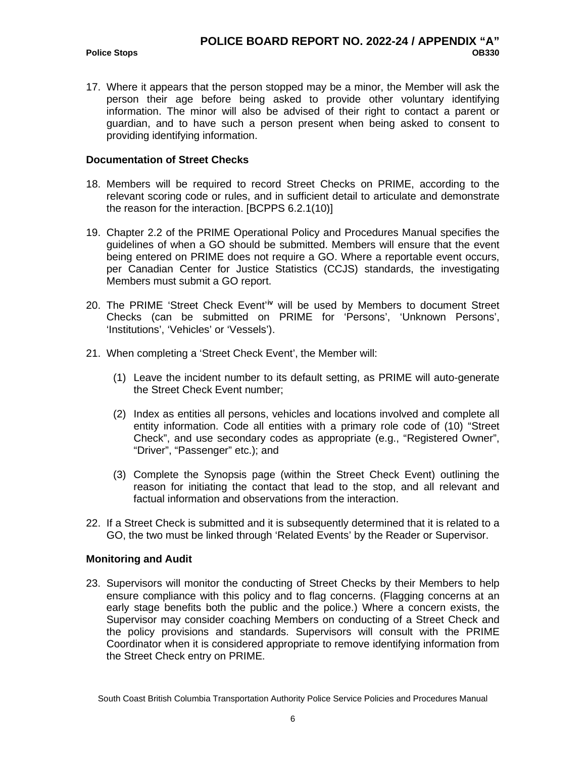17. Where it appears that the person stopped may be a minor, the Member will ask the person their age before being asked to provide other voluntary identifying information. The minor will also be advised of their right to contact a parent or guardian, and to have such a person present when being asked to consent to providing identifying information.

### Documentation of Street Checks

18. Members will be required to record Street Checks on PRIME, according to the relevant scoring code or rules, and in sufficient detail to articulate and demonstrate the reason for the interaction. [BCPPS 6.2.1(10)]

19. Chapter 2.2 of the PRIME Operational Policy and Procedures Manual specifies the guidelines of when a GO should be submitted. Members will ensure that the event being entered on PRIME does not require a GO. Where a reportable event occurs, per Canadian Center for Justice Statistics (CCJS) standards, the investigating Members must submit a GO report.

20. The PRIME 'Street Check Event'[iv] will be used by Members to document Street Checks (can be submitted on PRIME for 'Persons', 'Unknown Persons', 'Institutions', 'Vehicles' or 'Vessels').

21. When completing a 'Street Check Event', the Member will:

    (1) Leave the incident number to its default setting, as PRIME will auto-generate the Street Check Event number;

    (2) Index as entities all persons, vehicles and locations involved and complete all entity information. Code all entities with a primary role code of (10) "Street Check", and use secondary codes as appropriate (e.g., "Registered Owner", "Driver", "Passenger" etc.); and

    (3) Complete the Synopsis page (within the Street Check Event) outlining the reason for initiating the contact that lead to the stop, and all relevant and factual information and observations from the interaction.

22. If a Street Check is submitted and it is subsequently determined that it is related to a GO, the two must be linked through 'Related Events' by the Reader or Supervisor.

### Monitoring and Audit

23. Supervisors will monitor the conducting of Street Checks by their Members to help ensure compliance with this policy and to flag concerns. (Flagging concerns at an early stage benefits both the public and the police.) Where a concern exists, the Supervisor may consider coaching Members on conducting of a Street Check and the policy provisions and standards. Supervisors will consult with the PRIME Coordinator when it is considered appropriate to remove identifying information from the Street Check entry on PRIME.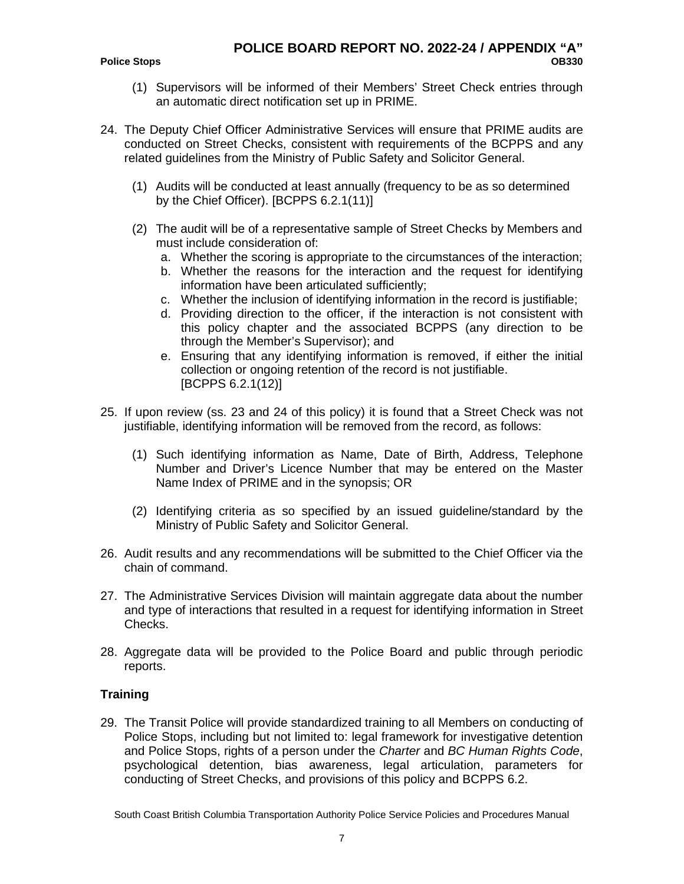(1) Supervisors will be informed of their Members' Street Check entries through an automatic direct notification set up in PRIME.

24. The Deputy Chief Officer Administrative Services will ensure that PRIME audits are conducted on Street Checks, consistent with requirements of the BCPPS and any related guidelines from the Ministry of Public Safety and Solicitor General.

    (1) Audits will be conducted at least annually (frequency to be as so determined by the Chief Officer). [BCPPS 6.2.1(11)]

    (2) The audit will be of a representative sample of Street Checks by Members and must include consideration of:
        a. Whether the scoring is appropriate to the circumstances of the interaction;
        b. Whether the reasons for the interaction and the request for identifying information have been articulated sufficiently;
        c. Whether the inclusion of identifying information in the record is justifiable;
        d. Providing direction to the officer, if the interaction is not consistent with this policy chapter and the associated BCPPS (any direction to be through the Member's Supervisor); and
        e. Ensuring that any identifying information is removed, if either the initial collection or ongoing retention of the record is not justifiable. [BCPPS 6.2.1(12)]

25. If upon review (ss. 23 and 24 of this policy) it is found that a Street Check was not justifiable, identifying information will be removed from the record, as follows:

    (1) Such identifying information as Name, Date of Birth, Address, Telephone Number and Driver's Licence Number that may be entered on the Master Name Index of PRIME and in the synopsis; OR

    (2) Identifying criteria as so specified by an issued guideline/standard by the Ministry of Public Safety and Solicitor General.

26. Audit results and any recommendations will be submitted to the Chief Officer via the chain of command.

27. The Administrative Services Division will maintain aggregate data about the number and type of interactions that resulted in a request for identifying information in Street Checks.

28. Aggregate data will be provided to the Police Board and public through periodic reports.

## Training

29. The Transit Police will provide standardized training to all Members on conducting of Police Stops, including but not limited to: legal framework for investigative detention and Police Stops, rights of a person under the *Charter* and *BC Human Rights Code*, psychological detention, bias awareness, legal articulation, parameters for conducting of Street Checks, and provisions of this policy and BCPPS 6.2.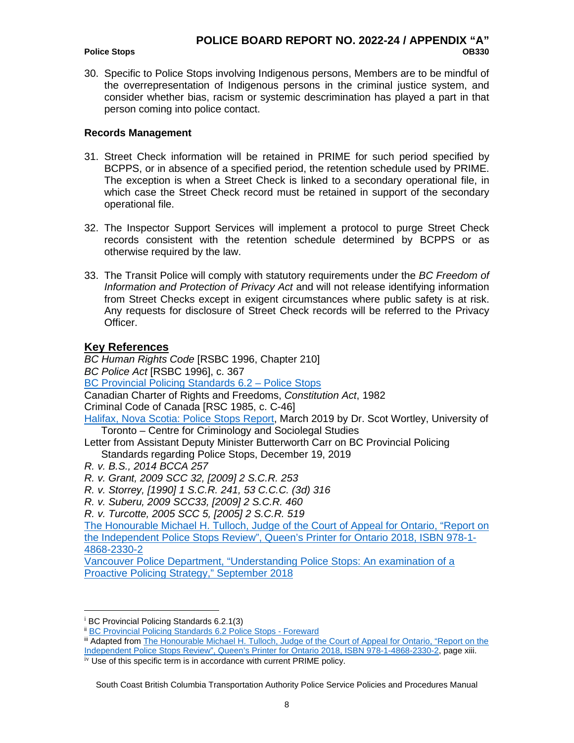30. Specific to Police Stops involving Indigenous persons, Members are to be mindful of the overrepresentation of Indigenous persons in the criminal justice system, and consider whether bias, racism or systemic descrimination has played a part in that person coming into police contact.

## Records Management

31. Street Check information will be retained in PRIME for such period specified by BCPPS, or in absence of a specified period, the retention schedule used by PRIME. The exception is when a Street Check is linked to a secondary operational file, in which case the Street Check record must be retained in support of the secondary operational file.

32. The Inspector Support Services will implement a protocol to purge Street Check records consistent with the retention schedule determined by BCPPS or as otherwise required by the law.

33. The Transit Police will comply with statutory requirements under the *BC Freedom of Information and Protection of Privacy Act* and will not release identifying information from Street Checks except in exigent circumstances where public safety is at risk. Any requests for disclosure of Street Check records will be referred to the Privacy Officer.

## Key References

*BC Human Rights Code* [RSBC 1996, Chapter 210]
*BC Police Act* [RSBC 1996], c. 367
BC Provincial Policing Standards 6.2 – Police Stops
Canadian Charter of Rights and Freedoms, *Constitution Act*, 1982
Criminal Code of Canada [RSC 1985, c. C-46]
Halifax, Nova Scotia: Police Stops Report, March 2019 by Dr. Scot Wortley, University of Toronto – Centre for Criminology and Sociolegal Studies
Letter from Assistant Deputy Minister Butterworth Carr on BC Provincial Policing Standards regarding Police Stops, December 19, 2019
*R. v. B.S., 2014 BCCA 257*
*R. v. Grant, 2009 SCC 32, [2009] 2 S.C.R. 253*
*R. v. Storrey, [1990] 1 S.C.R. 241, 53 C.C.C. (3d) 316*
*R. v. Suberu, 2009 SCC33, [2009] 2 S.C.R. 460*
*R. v. Turcotte, 2005 SCC 5, [2005] 2 S.C.R. 519*
The Honourable Michael H. Tulloch, Judge of the Court of Appeal for Ontario, "Report on the Independent Police Stops Review", Queen's Printer for Ontario 2018, ISBN 978-1-4868-2330-2
Vancouver Police Department, "Understanding Police Stops: An examination of a Proactive Policing Strategy," September 2018

---

[i] BC Provincial Policing Standards 6.2.1(3)
[ii] BC Provincial Policing Standards 6.2 Police Stops - Foreward
[iii] Adapted from The Honourable Michael H. Tulloch, Judge of the Court of Appeal for Ontario, "Report on the Independent Police Stops Review", Queen's Printer for Ontario 2018, ISBN 978-1-4868-2330-2, page xiii.
[iv] Use of this specific term is in accordance with current PRIME policy.